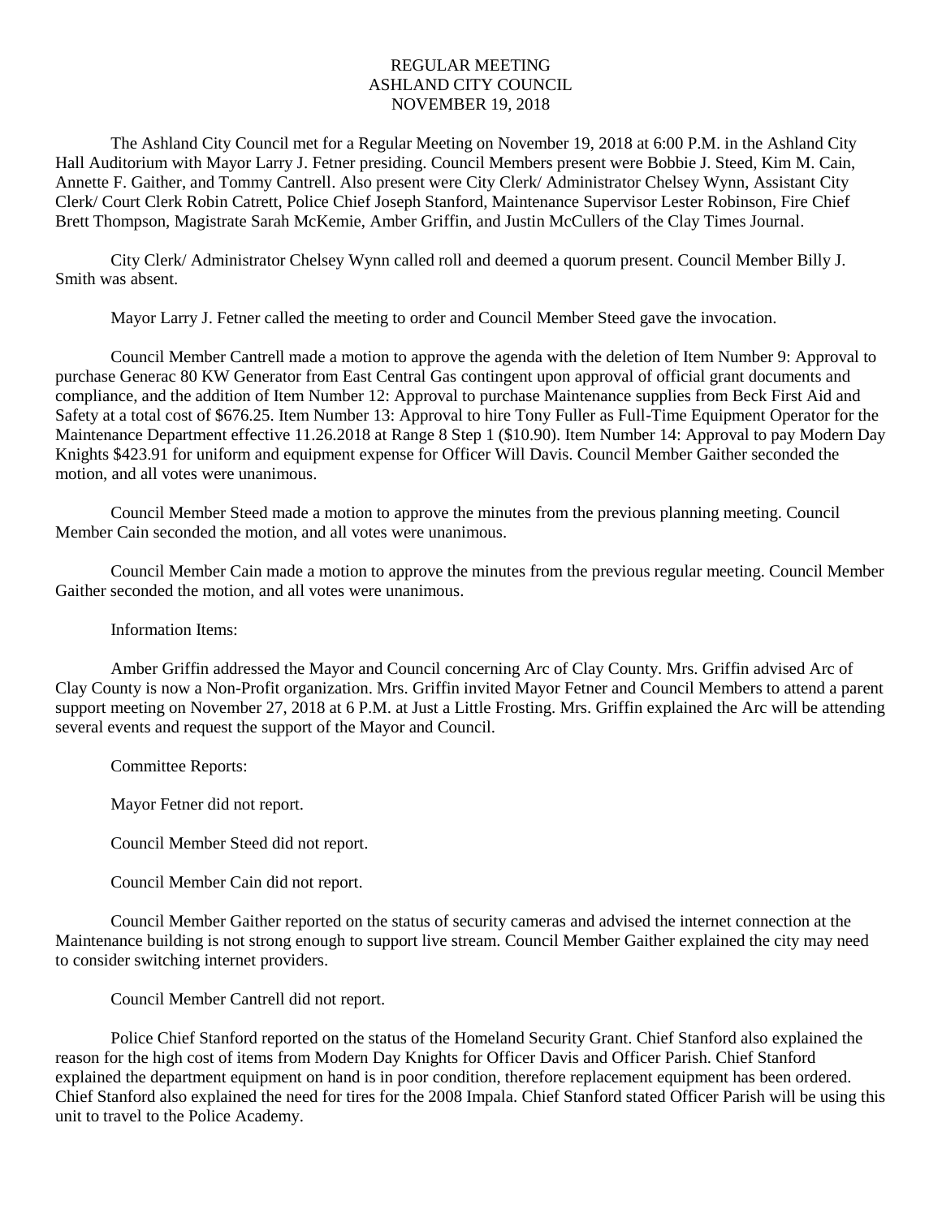# REGULAR MEETING
# ASHLAND CITY COUNCIL
# NOVEMBER 19, 2018

The Ashland City Council met for a Regular Meeting on November 19, 2018 at 6:00 P.M. in the Ashland City Hall Auditorium with Mayor Larry J. Fetner presiding. Council Members present were Bobbie J. Steed, Kim M. Cain, Annette F. Gaither, and Tommy Cantrell. Also present were City Clerk/ Administrator Chelsey Wynn, Assistant City Clerk/ Court Clerk Robin Catrett, Police Chief Joseph Stanford, Maintenance Supervisor Lester Robinson, Fire Chief Brett Thompson, Magistrate Sarah McKemie, Amber Griffin, and Justin McCullers of the Clay Times Journal.

City Clerk/ Administrator Chelsey Wynn called roll and deemed a quorum present. Council Member Billy J. Smith was absent.

Mayor Larry J. Fetner called the meeting to order and Council Member Steed gave the invocation.

Council Member Cantrell made a motion to approve the agenda with the deletion of Item Number 9: Approval to purchase Generac 80 KW Generator from East Central Gas contingent upon approval of official grant documents and compliance, and the addition of Item Number 12: Approval to purchase Maintenance supplies from Beck First Aid and Safety at a total cost of $676.25. Item Number 13: Approval to hire Tony Fuller as Full-Time Equipment Operator for the Maintenance Department effective 11.26.2018 at Range 8 Step 1 ($10.90). Item Number 14: Approval to pay Modern Day Knights $423.91 for uniform and equipment expense for Officer Will Davis. Council Member Gaither seconded the motion, and all votes were unanimous.

Council Member Steed made a motion to approve the minutes from the previous planning meeting. Council Member Cain seconded the motion, and all votes were unanimous.

Council Member Cain made a motion to approve the minutes from the previous regular meeting. Council Member Gaither seconded the motion, and all votes were unanimous.

Information Items:

Amber Griffin addressed the Mayor and Council concerning Arc of Clay County. Mrs. Griffin advised Arc of Clay County is now a Non-Profit organization. Mrs. Griffin invited Mayor Fetner and Council Members to attend a parent support meeting on November 27, 2018 at 6 P.M. at Just a Little Frosting. Mrs. Griffin explained the Arc will be attending several events and request the support of the Mayor and Council.

Committee Reports:

Mayor Fetner did not report.

Council Member Steed did not report.

Council Member Cain did not report.

Council Member Gaither reported on the status of security cameras and advised the internet connection at the Maintenance building is not strong enough to support live stream. Council Member Gaither explained the city may need to consider switching internet providers.

Council Member Cantrell did not report.

Police Chief Stanford reported on the status of the Homeland Security Grant. Chief Stanford also explained the reason for the high cost of items from Modern Day Knights for Officer Davis and Officer Parish. Chief Stanford explained the department equipment on hand is in poor condition, therefore replacement equipment has been ordered. Chief Stanford also explained the need for tires for the 2008 Impala. Chief Stanford stated Officer Parish will be using this unit to travel to the Police Academy.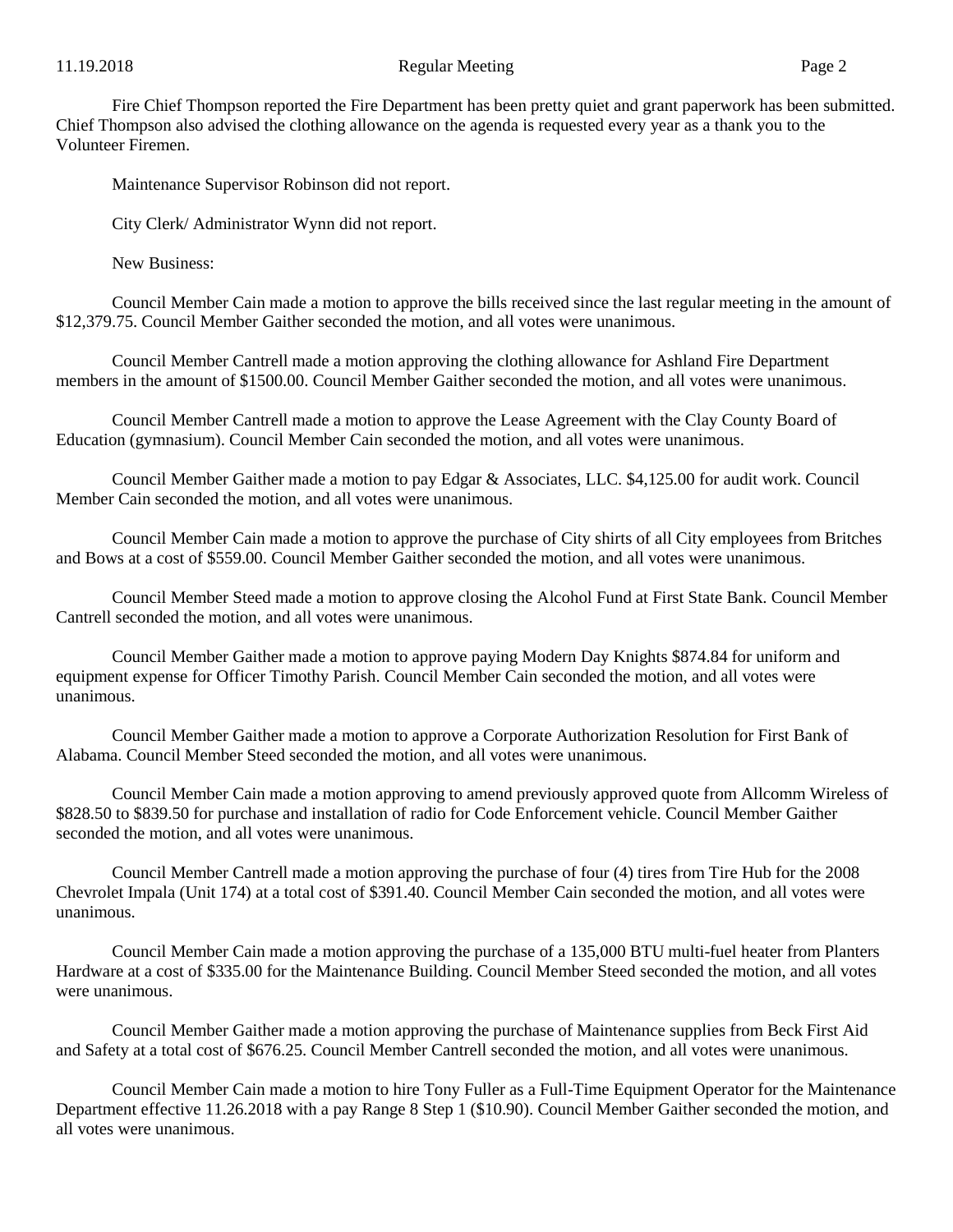Fire Chief Thompson reported the Fire Department has been pretty quiet and grant paperwork has been submitted. Chief Thompson also advised the clothing allowance on the agenda is requested every year as a thank you to the Volunteer Firemen.

Maintenance Supervisor Robinson did not report.

City Clerk/ Administrator Wynn did not report.

New Business:

Council Member Cain made a motion to approve the bills received since the last regular meeting in the amount of $12,379.75. Council Member Gaither seconded the motion, and all votes were unanimous.

Council Member Cantrell made a motion approving the clothing allowance for Ashland Fire Department members in the amount of $1500.00. Council Member Gaither seconded the motion, and all votes were unanimous.

Council Member Cantrell made a motion to approve the Lease Agreement with the Clay County Board of Education (gymnasium). Council Member Cain seconded the motion, and all votes were unanimous.

Council Member Gaither made a motion to pay Edgar & Associates, LLC. $4,125.00 for audit work. Council Member Cain seconded the motion, and all votes were unanimous.

Council Member Cain made a motion to approve the purchase of City shirts of all City employees from Britches and Bows at a cost of $559.00. Council Member Gaither seconded the motion, and all votes were unanimous.

Council Member Steed made a motion to approve closing the Alcohol Fund at First State Bank. Council Member Cantrell seconded the motion, and all votes were unanimous.

Council Member Gaither made a motion to approve paying Modern Day Knights $874.84 for uniform and equipment expense for Officer Timothy Parish. Council Member Cain seconded the motion, and all votes were unanimous.

Council Member Gaither made a motion to approve a Corporate Authorization Resolution for First Bank of Alabama. Council Member Steed seconded the motion, and all votes were unanimous.

Council Member Cain made a motion approving to amend previously approved quote from Allcomm Wireless of $828.50 to $839.50 for purchase and installation of radio for Code Enforcement vehicle. Council Member Gaither seconded the motion, and all votes were unanimous.

Council Member Cantrell made a motion approving the purchase of four (4) tires from Tire Hub for the 2008 Chevrolet Impala (Unit 174) at a total cost of $391.40. Council Member Cain seconded the motion, and all votes were unanimous.

Council Member Cain made a motion approving the purchase of a 135,000 BTU multi-fuel heater from Planters Hardware at a cost of $335.00 for the Maintenance Building. Council Member Steed seconded the motion, and all votes were unanimous.

Council Member Gaither made a motion approving the purchase of Maintenance supplies from Beck First Aid and Safety at a total cost of $676.25. Council Member Cantrell seconded the motion, and all votes were unanimous.

Council Member Cain made a motion to hire Tony Fuller as a Full-Time Equipment Operator for the Maintenance Department effective 11.26.2018 with a pay Range 8 Step 1 ($10.90). Council Member Gaither seconded the motion, and all votes were unanimous.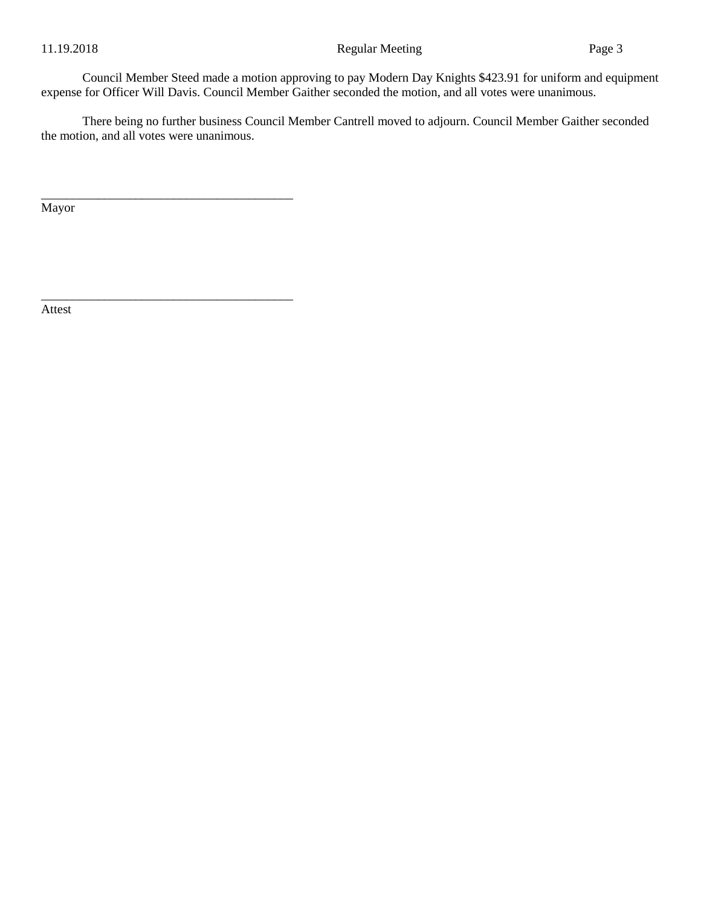Council Member Steed made a motion approving to pay Modern Day Knights $423.91 for uniform and equipment expense for Officer Will Davis. Council Member Gaither seconded the motion, and all votes were unanimous.

There being no further business Council Member Cantrell moved to adjourn. Council Member Gaither seconded the motion, and all votes were unanimous.

\_\_\_\_\_\_\_\_\_\_\_\_\_\_\_\_\_\_\_\_\_\_\_\_\_\_\_\_\_\_\_\_\_\_\_\_\_\_\_\_

Mayor

\_\_\_\_\_\_\_\_\_\_\_\_\_\_\_\_\_\_\_\_\_\_\_\_\_\_\_\_\_\_\_\_\_\_\_\_\_\_\_\_

Attest